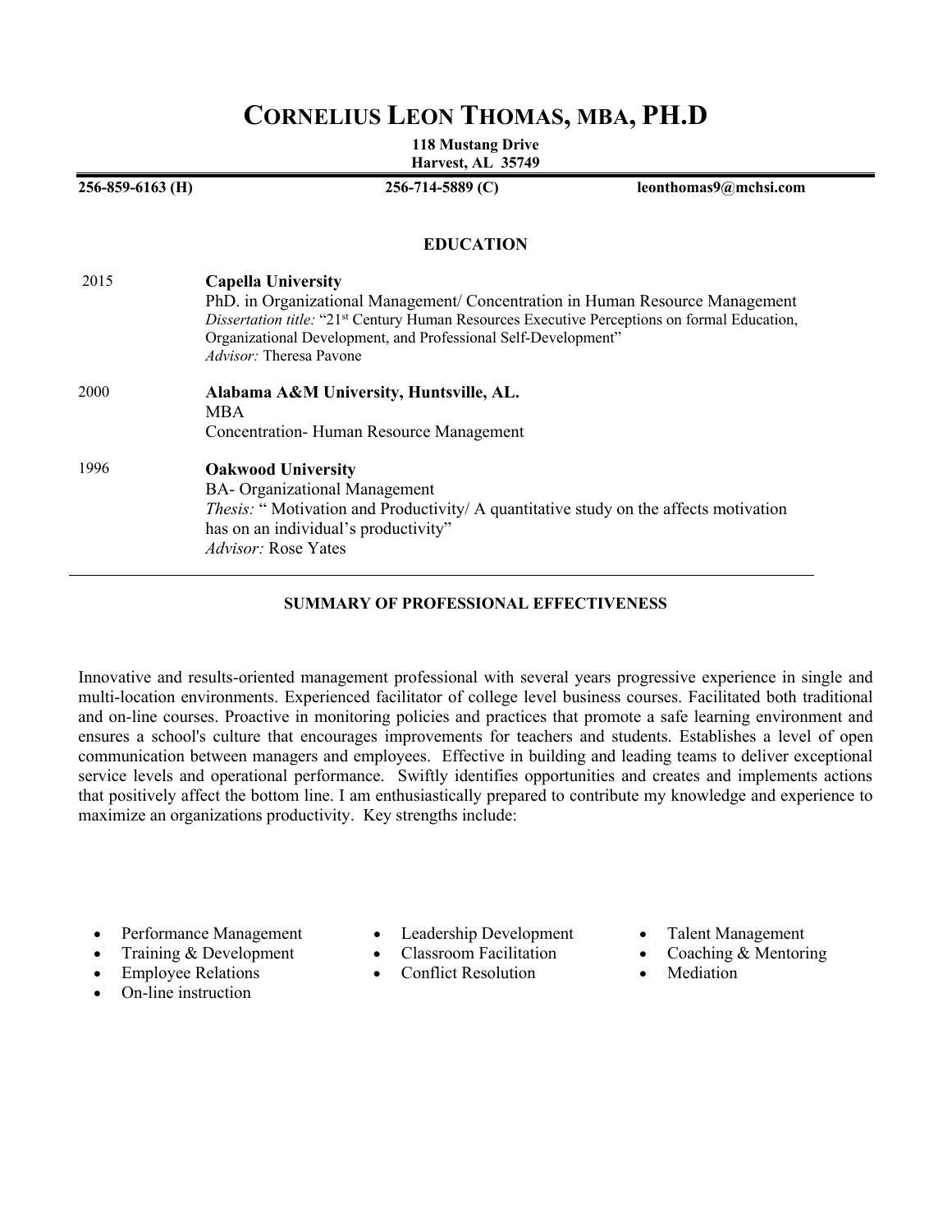# CORNELIUS LEON THOMAS, MBA, PH.D

**118 Mustang Drive**
**Harvest, AL 35749**

**256-859-6163 (H)** **256-714-5889 (C)** **leonthomas9@mchsi.com**

## EDUCATION

2015 **Capella University**
PhD. in Organizational Management/ Concentration in Human Resource Management
*Dissertation title:* "21st Century Human Resources Executive Perceptions on formal Education, Organizational Development, and Professional Self-Development"
*Advisor:* Theresa Pavone

2000 **Alabama A&M University, Huntsville, AL.**
MBA
Concentration- Human Resource Management

1996 **Oakwood University**
BA- Organizational Management
*Thesis:* " Motivation and Productivity/ A quantitative study on the affects motivation has on an individual's productivity"
*Advisor:* Rose Yates

## SUMMARY OF PROFESSIONAL EFFECTIVENESS

Innovative and results-oriented management professional with several years progressive experience in single and multi-location environments. Experienced facilitator of college level business courses. Facilitated both traditional and on-line courses. Proactive in monitoring policies and practices that promote a safe learning environment and ensures a school's culture that encourages improvements for teachers and students. Establishes a level of open communication between managers and employees. Effective in building and leading teams to deliver exceptional service levels and operational performance. Swiftly identifies opportunities and creates and implements actions that positively affect the bottom line. I am enthusiastically prepared to contribute my knowledge and experience to maximize an organizations productivity. Key strengths include:

- Performance Management
- Training & Development
- Employee Relations
- On-line instruction
- Leadership Development
- Classroom Facilitation
- Conflict Resolution
- Talent Management
- Coaching & Mentoring
- Mediation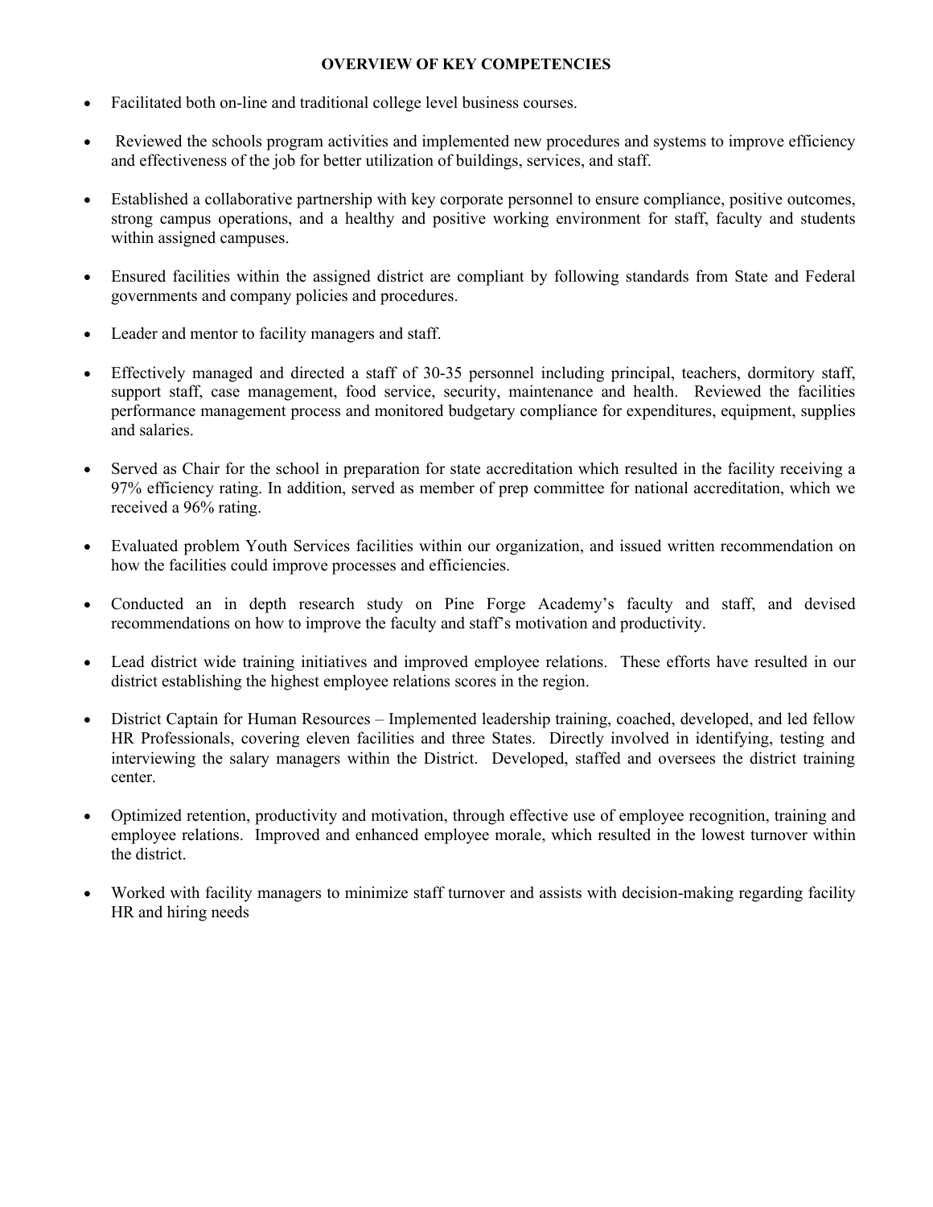**OVERVIEW OF KEY COMPETENCIES**

- Facilitated both on-line and traditional college level business courses.
- Reviewed the schools program activities and implemented new procedures and systems to improve efficiency and effectiveness of the job for better utilization of buildings, services, and staff.
- Established a collaborative partnership with key corporate personnel to ensure compliance, positive outcomes, strong campus operations, and a healthy and positive working environment for staff, faculty and students within assigned campuses.
- Ensured facilities within the assigned district are compliant by following standards from State and Federal governments and company policies and procedures.
- Leader and mentor to facility managers and staff.
- Effectively managed and directed a staff of 30-35 personnel including principal, teachers, dormitory staff, support staff, case management, food service, security, maintenance and health. Reviewed the facilities performance management process and monitored budgetary compliance for expenditures, equipment, supplies and salaries.
- Served as Chair for the school in preparation for state accreditation which resulted in the facility receiving a 97% efficiency rating. In addition, served as member of prep committee for national accreditation, which we received a 96% rating.
- Evaluated problem Youth Services facilities within our organization, and issued written recommendation on how the facilities could improve processes and efficiencies.
- Conducted an in depth research study on Pine Forge Academy's faculty and staff, and devised recommendations on how to improve the faculty and staff's motivation and productivity.
- Lead district wide training initiatives and improved employee relations. These efforts have resulted in our district establishing the highest employee relations scores in the region.
- District Captain for Human Resources – Implemented leadership training, coached, developed, and led fellow HR Professionals, covering eleven facilities and three States. Directly involved in identifying, testing and interviewing the salary managers within the District. Developed, staffed and oversees the district training center.
- Optimized retention, productivity and motivation, through effective use of employee recognition, training and employee relations. Improved and enhanced employee morale, which resulted in the lowest turnover within the district.
- Worked with facility managers to minimize staff turnover and assists with decision-making regarding facility HR and hiring needs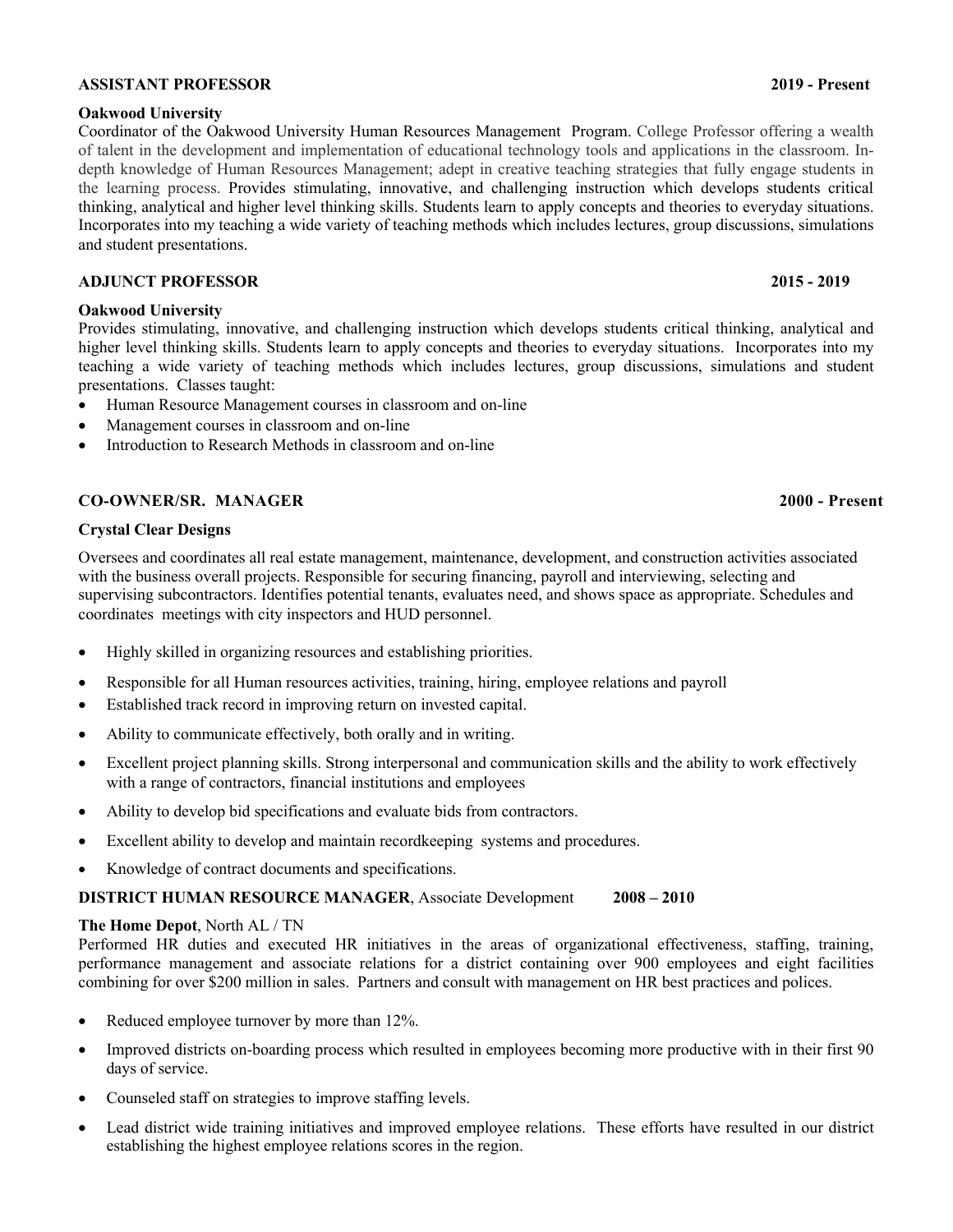**ASSISTANT PROFESSOR** **2019 - Present**

**Oakwood University**
Coordinator of the Oakwood University Human Resources Management Program. College Professor offering a wealth of talent in the development and implementation of educational technology tools and applications in the classroom. In-depth knowledge of Human Resources Management; adept in creative teaching strategies that fully engage students in the learning process. Provides stimulating, innovative, and challenging instruction which develops students critical thinking, analytical and higher level thinking skills. Students learn to apply concepts and theories to everyday situations. Incorporates into my teaching a wide variety of teaching methods which includes lectures, group discussions, simulations and student presentations.

**ADJUNCT PROFESSOR** **2015 - 2019**

**Oakwood University**
Provides stimulating, innovative, and challenging instruction which develops students critical thinking, analytical and higher level thinking skills. Students learn to apply concepts and theories to everyday situations. Incorporates into my teaching a wide variety of teaching methods which includes lectures, group discussions, simulations and student presentations. Classes taught:

- Human Resource Management courses in classroom and on-line
- Management courses in classroom and on-line
- Introduction to Research Methods in classroom and on-line

**CO-OWNER/SR. MANAGER** **2000 - Present**

**Crystal Clear Designs**

Oversees and coordinates all real estate management, maintenance, development, and construction activities associated with the business overall projects. Responsible for securing financing, payroll and interviewing, selecting and supervising subcontractors. Identifies potential tenants, evaluates need, and shows space as appropriate. Schedules and coordinates meetings with city inspectors and HUD personnel.

- Highly skilled in organizing resources and establishing priorities.
- Responsible for all Human resources activities, training, hiring, employee relations and payroll
- Established track record in improving return on invested capital.
- Ability to communicate effectively, both orally and in writing.
- Excellent project planning skills. Strong interpersonal and communication skills and the ability to work effectively with a range of contractors, financial institutions and employees
- Ability to develop bid specifications and evaluate bids from contractors.
- Excellent ability to develop and maintain recordkeeping systems and procedures.
- Knowledge of contract documents and specifications.

**DISTRICT HUMAN RESOURCE MANAGER**, Associate Development **2008 – 2010**

**The Home Depot**, North AL / TN
Performed HR duties and executed HR initiatives in the areas of organizational effectiveness, staffing, training, performance management and associate relations for a district containing over 900 employees and eight facilities combining for over $200 million in sales. Partners and consult with management on HR best practices and polices.

- Reduced employee turnover by more than 12%.
- Improved districts on-boarding process which resulted in employees becoming more productive with in their first 90 days of service.
- Counseled staff on strategies to improve staffing levels.
- Lead district wide training initiatives and improved employee relations. These efforts have resulted in our district establishing the highest employee relations scores in the region.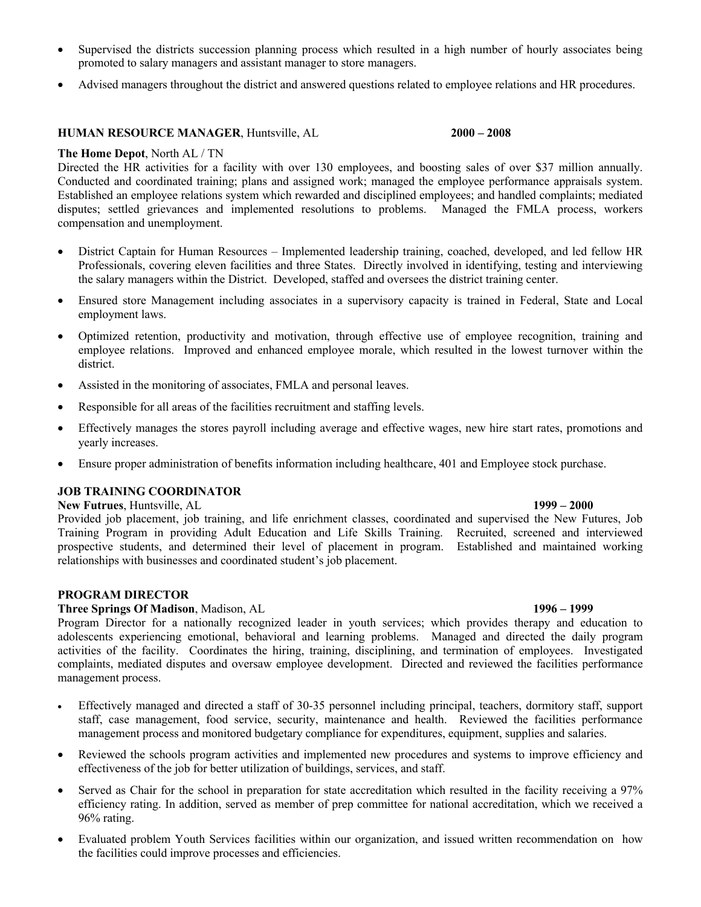- Supervised the districts succession planning process which resulted in a high number of hourly associates being promoted to salary managers and assistant manager to store managers.
- Advised managers throughout the district and answered questions related to employee relations and HR procedures.

**HUMAN RESOURCE MANAGER**, Huntsville, AL **2000 – 2008**

**The Home Depot**, North AL / TN

Directed the HR activities for a facility with over 130 employees, and boosting sales of over $37 million annually. Conducted and coordinated training; plans and assigned work; managed the employee performance appraisals system. Established an employee relations system which rewarded and disciplined employees; and handled complaints; mediated disputes; settled grievances and implemented resolutions to problems. Managed the FMLA process, workers compensation and unemployment.

- District Captain for Human Resources – Implemented leadership training, coached, developed, and led fellow HR Professionals, covering eleven facilities and three States. Directly involved in identifying, testing and interviewing the salary managers within the District. Developed, staffed and oversees the district training center.
- Ensured store Management including associates in a supervisory capacity is trained in Federal, State and Local employment laws.
- Optimized retention, productivity and motivation, through effective use of employee recognition, training and employee relations. Improved and enhanced employee morale, which resulted in the lowest turnover within the district.
- Assisted in the monitoring of associates, FMLA and personal leaves.
- Responsible for all areas of the facilities recruitment and staffing levels.
- Effectively manages the stores payroll including average and effective wages, new hire start rates, promotions and yearly increases.
- Ensure proper administration of benefits information including healthcare, 401 and Employee stock purchase.

**JOB TRAINING COORDINATOR**

**New Futrues**, Huntsville, AL **1999 – 2000**

Provided job placement, job training, and life enrichment classes, coordinated and supervised the New Futures, Job Training Program in providing Adult Education and Life Skills Training. Recruited, screened and interviewed prospective students, and determined their level of placement in program. Established and maintained working relationships with businesses and coordinated student's job placement.

**PROGRAM DIRECTOR**

**Three Springs Of Madison**, Madison, AL **1996 – 1999**

Program Director for a nationally recognized leader in youth services; which provides therapy and education to adolescents experiencing emotional, behavioral and learning problems. Managed and directed the daily program activities of the facility. Coordinates the hiring, training, disciplining, and termination of employees. Investigated complaints, mediated disputes and oversaw employee development. Directed and reviewed the facilities performance management process.

- Effectively managed and directed a staff of 30-35 personnel including principal, teachers, dormitory staff, support staff, case management, food service, security, maintenance and health. Reviewed the facilities performance management process and monitored budgetary compliance for expenditures, equipment, supplies and salaries.
- Reviewed the schools program activities and implemented new procedures and systems to improve efficiency and effectiveness of the job for better utilization of buildings, services, and staff.
- Served as Chair for the school in preparation for state accreditation which resulted in the facility receiving a 97% efficiency rating. In addition, served as member of prep committee for national accreditation, which we received a 96% rating.
- Evaluated problem Youth Services facilities within our organization, and issued written recommendation on how the facilities could improve processes and efficiencies.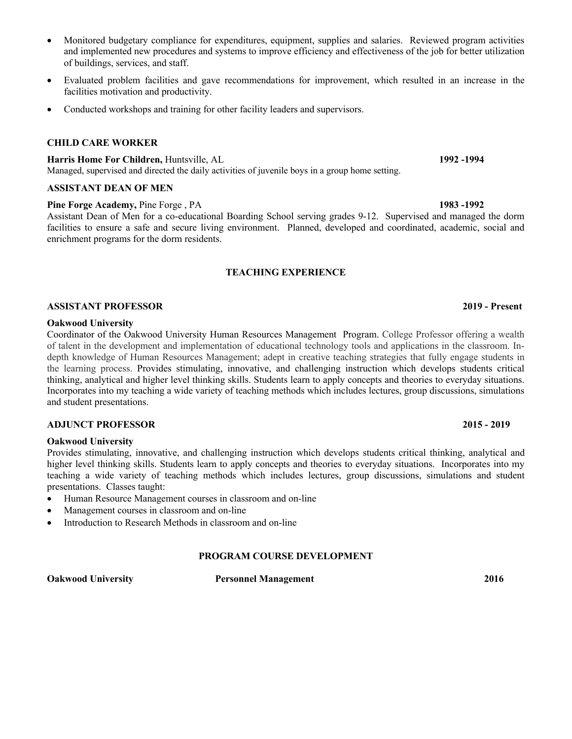- Monitored budgetary compliance for expenditures, equipment, supplies and salaries. Reviewed program activities and implemented new procedures and systems to improve efficiency and effectiveness of the job for better utilization of buildings, services, and staff.
- Evaluated problem facilities and gave recommendations for improvement, which resulted in an increase in the facilities motivation and productivity.
- Conducted workshops and training for other facility leaders and supervisors.

### CHILD CARE WORKER

**Harris Home For Children,** Huntsville, AL **1992 -1994**

Managed, supervised and directed the daily activities of juvenile boys in a group home setting.

### ASSISTANT DEAN OF MEN

**Pine Forge Academy,** Pine Forge , PA **1983 -1992**

Assistant Dean of Men for a co-educational Boarding School serving grades 9-12. Supervised and managed the dorm facilities to ensure a safe and secure living environment. Planned, developed and coordinated, academic, social and enrichment programs for the dorm residents.

## TEACHING EXPERIENCE

### ASSISTANT PROFESSOR **2019 - Present**

**Oakwood University**

Coordinator of the Oakwood University Human Resources Management Program. College Professor offering a wealth of talent in the development and implementation of educational technology tools and applications in the classroom. In-depth knowledge of Human Resources Management; adept in creative teaching strategies that fully engage students in the learning process. Provides stimulating, innovative, and challenging instruction which develops students critical thinking, analytical and higher level thinking skills. Students learn to apply concepts and theories to everyday situations. Incorporates into my teaching a wide variety of teaching methods which includes lectures, group discussions, simulations and student presentations.

### ADJUNCT PROFESSOR **2015 - 2019**

**Oakwood University**

Provides stimulating, innovative, and challenging instruction which develops students critical thinking, analytical and higher level thinking skills. Students learn to apply concepts and theories to everyday situations. Incorporates into my teaching a wide variety of teaching methods which includes lectures, group discussions, simulations and student presentations. Classes taught:

- Human Resource Management courses in classroom and on-line
- Management courses in classroom and on-line
- Introduction to Research Methods in classroom and on-line

## PROGRAM COURSE DEVELOPMENT

**Oakwood University** **Personnel Management** **2016**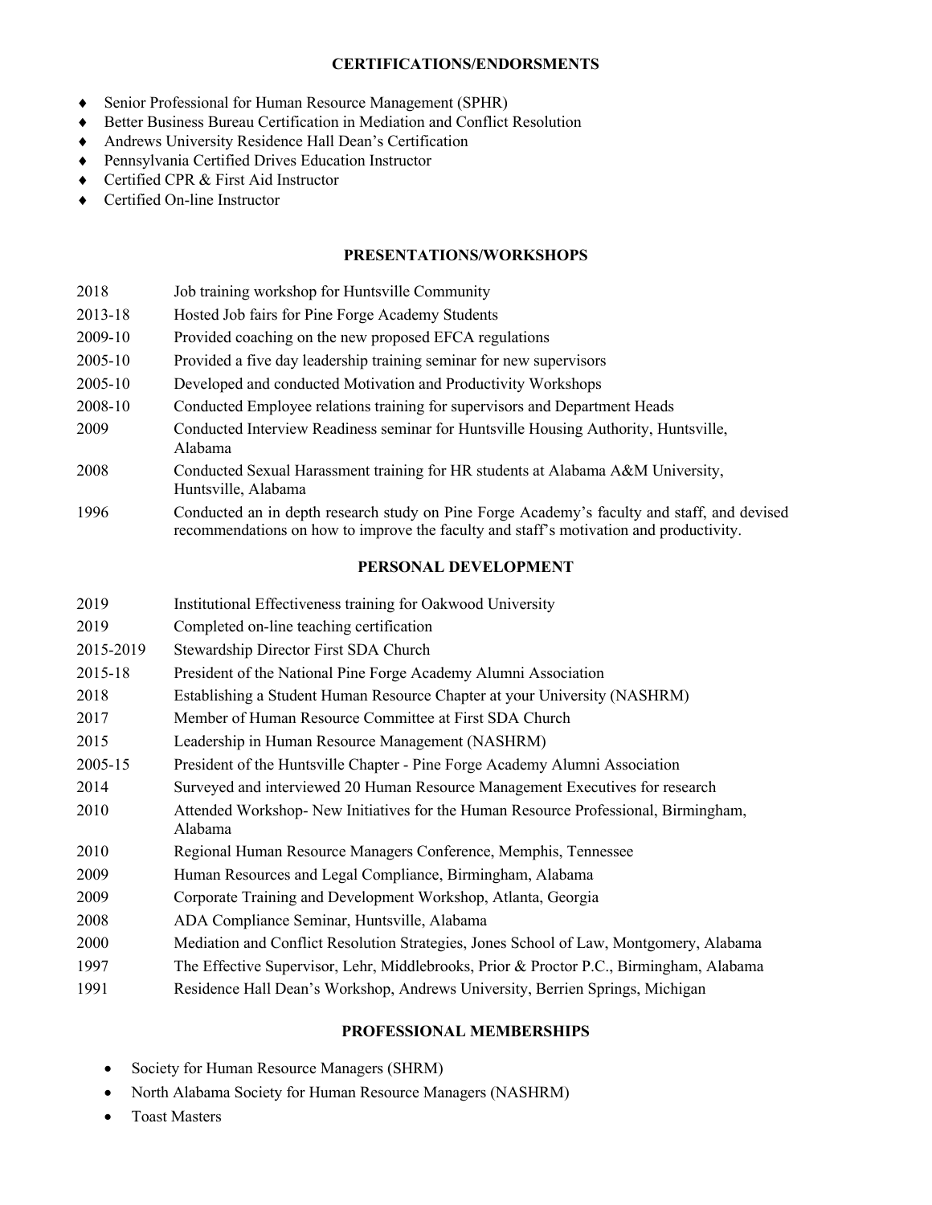## CERTIFICATIONS/ENDORSMENTS

- Senior Professional for Human Resource Management (SPHR)
- Better Business Bureau Certification in Mediation and Conflict Resolution
- Andrews University Residence Hall Dean's Certification
- Pennsylvania Certified Drives Education Instructor
- Certified CPR & First Aid Instructor
- Certified On-line Instructor

## PRESENTATIONS/WORKSHOPS

| | |
|---|---|
| 2018 | Job training workshop for Huntsville Community |
| 2013-18 | Hosted Job fairs for Pine Forge Academy Students |
| 2009-10 | Provided coaching on the new proposed EFCA regulations |
| 2005-10 | Provided a five day leadership training seminar for new supervisors |
| 2005-10 | Developed and conducted Motivation and Productivity Workshops |
| 2008-10 | Conducted Employee relations training for supervisors and Department Heads |
| 2009 | Conducted Interview Readiness seminar for Huntsville Housing Authority, Huntsville, Alabama |
| 2008 | Conducted Sexual Harassment training for HR students at Alabama A&M University, Huntsville, Alabama |
| 1996 | Conducted an in depth research study on Pine Forge Academy's faculty and staff, and devised recommendations on how to improve the faculty and staff's motivation and productivity. |

## PERSONAL DEVELOPMENT

| | |
|---|---|
| 2019 | Institutional Effectiveness training for Oakwood University |
| 2019 | Completed on-line teaching certification |
| 2015-2019 | Stewardship Director First SDA Church |
| 2015-18 | President of the National Pine Forge Academy Alumni Association |
| 2018 | Establishing a Student Human Resource Chapter at your University (NASHRM) |
| 2017 | Member of Human Resource Committee at First SDA Church |
| 2015 | Leadership in Human Resource Management (NASHRM) |
| 2005-15 | President of the Huntsville Chapter - Pine Forge Academy Alumni Association |
| 2014 | Surveyed and interviewed 20 Human Resource Management Executives for research |
| 2010 | Attended Workshop- New Initiatives for the Human Resource Professional, Birmingham, Alabama |
| 2010 | Regional Human Resource Managers Conference, Memphis, Tennessee |
| 2009 | Human Resources and Legal Compliance, Birmingham, Alabama |
| 2009 | Corporate Training and Development Workshop, Atlanta, Georgia |
| 2008 | ADA Compliance Seminar, Huntsville, Alabama |
| 2000 | Mediation and Conflict Resolution Strategies, Jones School of Law, Montgomery, Alabama |
| 1997 | The Effective Supervisor, Lehr, Middlebrooks, Prior & Proctor P.C., Birmingham, Alabama |
| 1991 | Residence Hall Dean's Workshop, Andrews University, Berrien Springs, Michigan |

## PROFESSIONAL MEMBERSHIPS

- Society for Human Resource Managers (SHRM)
- North Alabama Society for Human Resource Managers (NASHRM)
- Toast Masters